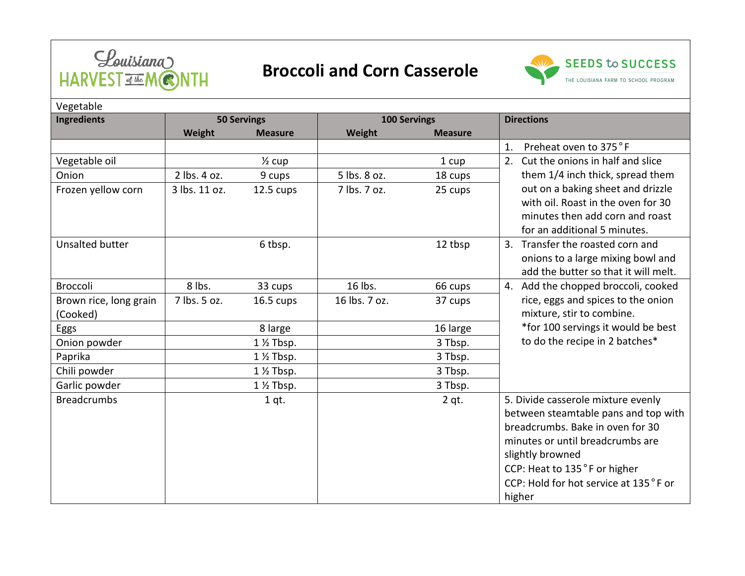# Broccoli and Corn Casserole

Louisiana Harvest of the Month | Seeds to Success – The Louisiana Farm to School Program

Vegetable

| Ingredients | 50 Servings | | 100 Servings | | Directions |
|---|---|---|---|---|---|
| | Weight | Measure | Weight | Measure | |
| | | | | | 1. Preheat oven to 375˚F |
| Vegetable oil | | ½ cup | | 1 cup | 2. Cut the onions in half and slice them 1/4 inch thick, spread them out on a baking sheet and drizzle with oil. Roast in the oven for 30 minutes then add corn and roast for an additional 5 minutes. |
| Onion | 2 lbs. 4 oz. | 9 cups | 5 lbs. 8 oz. | 18 cups | |
| Frozen yellow corn | 3 lbs. 11 oz. | 12.5 cups | 7 lbs. 7 oz. | 25 cups | |
| Unsalted butter | | 6 tbsp. | | 12 tbsp | 3. Transfer the roasted corn and onions to a large mixing bowl and add the butter so that it will melt. |
| Broccoli | 8 lbs. | 33 cups | 16 lbs. | 66 cups | 4. Add the chopped broccoli, cooked rice, eggs and spices to the onion mixture, stir to combine. *for 100 servings it would be best to do the recipe in 2 batches* |
| Brown rice, long grain (Cooked) | 7 lbs. 5 oz. | 16.5 cups | 16 lbs. 7 oz. | 37 cups | |
| Eggs | | 8 large | | 16 large | |
| Onion powder | | 1 ½ Tbsp. | | 3 Tbsp. | |
| Paprika | | 1 ½ Tbsp. | | 3 Tbsp. | |
| Chili powder | | 1 ½ Tbsp. | | 3 Tbsp. | |
| Garlic powder | | 1 ½ Tbsp. | | 3 Tbsp. | |
| Breadcrumbs | | 1 qt. | | 2 qt. | 5. Divide casserole mixture evenly between steamtable pans and top with breadcrumbs. Bake in oven for 30 minutes or until breadcrumbs are slightly browned<br>CCP: Heat to 135˚F or higher<br>CCP: Hold for hot service at 135˚F or higher |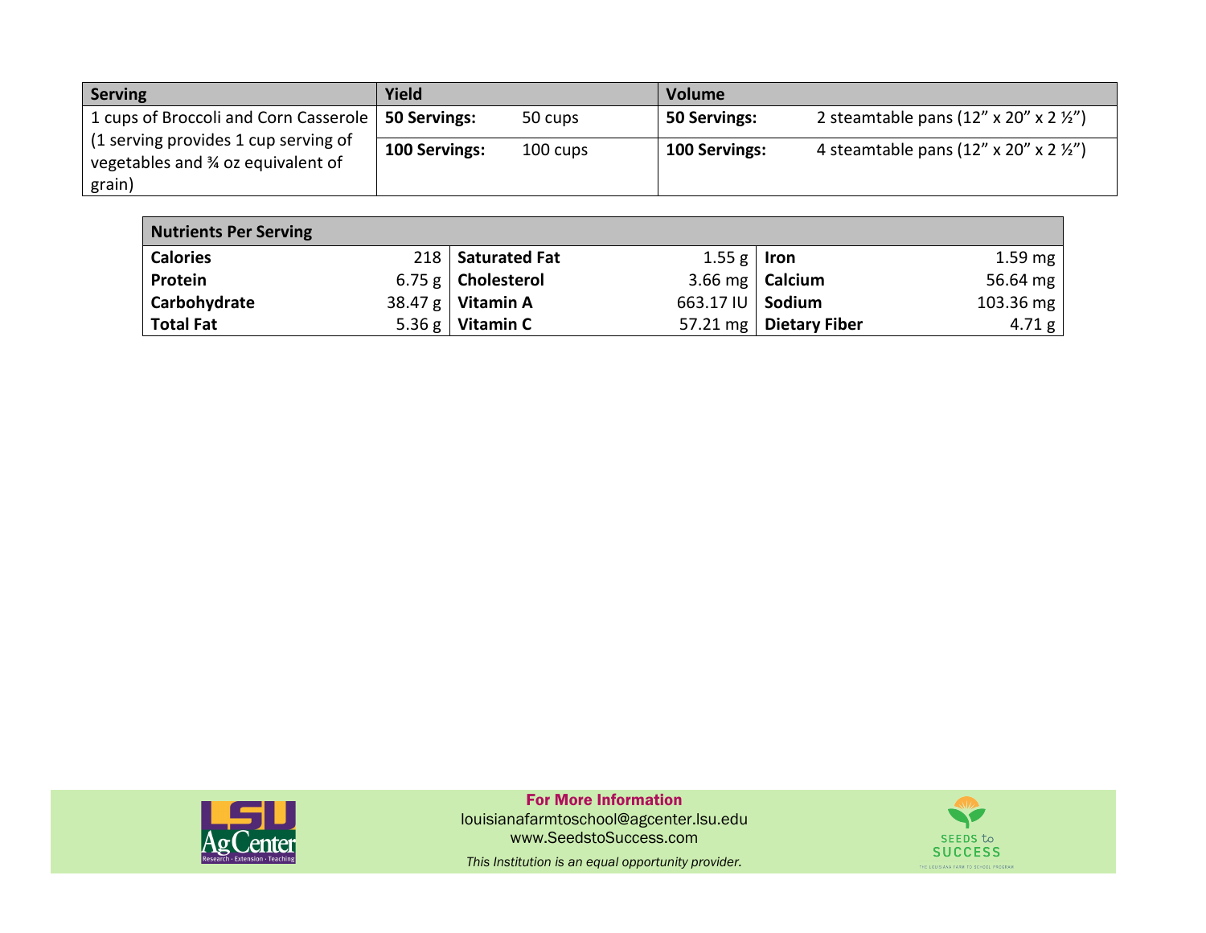| Serving | Yield | | Volume | |
|---|---|---|---|---|
| 1 cups of Broccoli and Corn Casserole (1 serving provides 1 cup serving of vegetables and ¾ oz equivalent of grain) | **50 Servings:** | 50 cups | **50 Servings:** | 2 steamtable pans (12” x 20” x 2 ½”) |
| | **100 Servings:** | 100 cups | **100 Servings:** | 4 steamtable pans (12” x 20” x 2 ½”) |

| Nutrients Per Serving | | | | | |
|---|---|---|---|---|---|
| **Calories** | 218 | **Saturated Fat** | 1.55 g | **Iron** | 1.59 mg |
| **Protein** | 6.75 g | **Cholesterol** | 3.66 mg | **Calcium** | 56.64 mg |
| **Carbohydrate** | 38.47 g | **Vitamin A** | 663.17 IU | **Sodium** | 103.36 mg |
| **Total Fat** | 5.36 g | **Vitamin C** | 57.21 mg | **Dietary Fiber** | 4.71 g |

LSU AgCenter
Research • Extension • Teaching

**For More Information**
louisianafarmtoschool@agcenter.lsu.edu
www.SeedstoSuccess.com

*This Institution is an equal opportunity provider.*

SEEDS to SUCCESS
THE LOUISIANA FARM TO SCHOOL PROGRAM